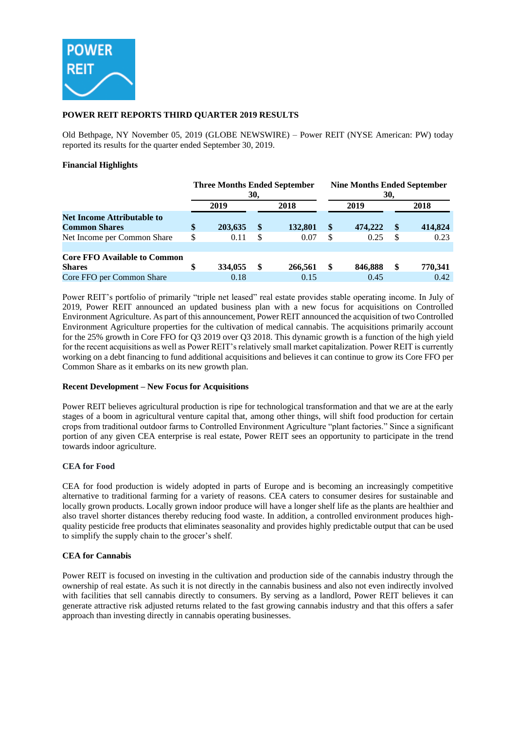POWER REIT

# POWER REIT REPORTS THIRD QUARTER 2019 RESULTS

Old Bethpage, NY November 05, 2019 (GLOBE NEWSWIRE) – Power REIT (NYSE American: PW) today reported its results for the quarter ended September 30, 2019.

**Financial Highlights**

| | Three Months Ended September 30, | | Nine Months Ended September 30, | |
|---|---|---|---|---|
| | 2019 | 2018 | 2019 | 2018 |
| **Net Income Attributable to Common Shares** | **$ 203,635** | **$ 132,801** | **$ 474,222** | **$ 414,824** |
| Net Income per Common Share | $ 0.11 | $ 0.07 | $ 0.25 | $ 0.23 |
| | | | | |
| **Core FFO Available to Common Shares** | **$ 334,055** | **$ 266,561** | **$ 846,888** | **$ 770,341** |
| Core FFO per Common Share | 0.18 | 0.15 | 0.45 | 0.42 |

Power REIT's portfolio of primarily "triple net leased" real estate provides stable operating income. In July of 2019, Power REIT announced an updated business plan with a new focus for acquisitions on Controlled Environment Agriculture. As part of this announcement, Power REIT announced the acquisition of two Controlled Environment Agriculture properties for the cultivation of medical cannabis. The acquisitions primarily account for the 25% growth in Core FFO for Q3 2019 over Q3 2018. This dynamic growth is a function of the high yield for the recent acquisitions as well as Power REIT's relatively small market capitalization. Power REIT is currently working on a debt financing to fund additional acquisitions and believes it can continue to grow its Core FFO per Common Share as it embarks on its new growth plan.

**Recent Development – New Focus for Acquisitions**

Power REIT believes agricultural production is ripe for technological transformation and that we are at the early stages of a boom in agricultural venture capital that, among other things, will shift food production for certain crops from traditional outdoor farms to Controlled Environment Agriculture "plant factories." Since a significant portion of any given CEA enterprise is real estate, Power REIT sees an opportunity to participate in the trend towards indoor agriculture.

**CEA for Food**

CEA for food production is widely adopted in parts of Europe and is becoming an increasingly competitive alternative to traditional farming for a variety of reasons. CEA caters to consumer desires for sustainable and locally grown products. Locally grown indoor produce will have a longer shelf life as the plants are healthier and also travel shorter distances thereby reducing food waste. In addition, a controlled environment produces high-quality pesticide free products that eliminates seasonality and provides highly predictable output that can be used to simplify the supply chain to the grocer's shelf.

**CEA for Cannabis**

Power REIT is focused on investing in the cultivation and production side of the cannabis industry through the ownership of real estate. As such it is not directly in the cannabis business and also not even indirectly involved with facilities that sell cannabis directly to consumers. By serving as a landlord, Power REIT believes it can generate attractive risk adjusted returns related to the fast growing cannabis industry and that this offers a safer approach than investing directly in cannabis operating businesses.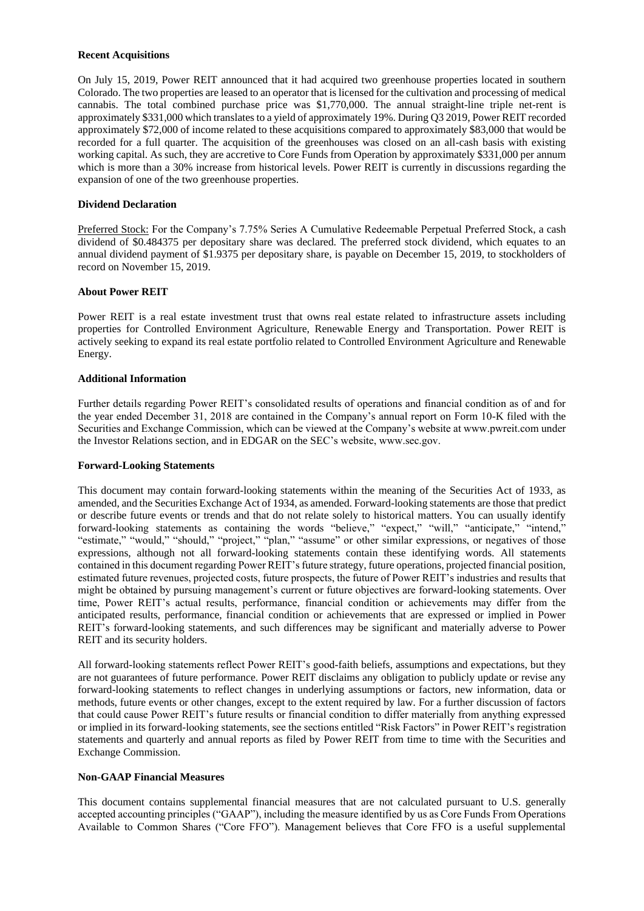**Recent Acquisitions**

On July 15, 2019, Power REIT announced that it had acquired two greenhouse properties located in southern Colorado. The two properties are leased to an operator that is licensed for the cultivation and processing of medical cannabis. The total combined purchase price was $1,770,000. The annual straight-line triple net-rent is approximately $331,000 which translates to a yield of approximately 19%. During Q3 2019, Power REIT recorded approximately $72,000 of income related to these acquisitions compared to approximately $83,000 that would be recorded for a full quarter. The acquisition of the greenhouses was closed on an all-cash basis with existing working capital. As such, they are accretive to Core Funds from Operation by approximately $331,000 per annum which is more than a 30% increase from historical levels. Power REIT is currently in discussions regarding the expansion of one of the two greenhouse properties.

**Dividend Declaration**

Preferred Stock: For the Company's 7.75% Series A Cumulative Redeemable Perpetual Preferred Stock, a cash dividend of $0.484375 per depositary share was declared. The preferred stock dividend, which equates to an annual dividend payment of $1.9375 per depositary share, is payable on December 15, 2019, to stockholders of record on November 15, 2019.

**About Power REIT**

Power REIT is a real estate investment trust that owns real estate related to infrastructure assets including properties for Controlled Environment Agriculture, Renewable Energy and Transportation. Power REIT is actively seeking to expand its real estate portfolio related to Controlled Environment Agriculture and Renewable Energy.

**Additional Information**

Further details regarding Power REIT's consolidated results of operations and financial condition as of and for the year ended December 31, 2018 are contained in the Company's annual report on Form 10-K filed with the Securities and Exchange Commission, which can be viewed at the Company's website at www.pwreit.com under the Investor Relations section, and in EDGAR on the SEC's website, www.sec.gov.

**Forward-Looking Statements**

This document may contain forward-looking statements within the meaning of the Securities Act of 1933, as amended, and the Securities Exchange Act of 1934, as amended. Forward-looking statements are those that predict or describe future events or trends and that do not relate solely to historical matters. You can usually identify forward-looking statements as containing the words "believe," "expect," "will," "anticipate," "intend," "estimate," "would," "should," "project," "plan," "assume" or other similar expressions, or negatives of those expressions, although not all forward-looking statements contain these identifying words. All statements contained in this document regarding Power REIT's future strategy, future operations, projected financial position, estimated future revenues, projected costs, future prospects, the future of Power REIT's industries and results that might be obtained by pursuing management's current or future objectives are forward-looking statements. Over time, Power REIT's actual results, performance, financial condition or achievements may differ from the anticipated results, performance, financial condition or achievements that are expressed or implied in Power REIT's forward-looking statements, and such differences may be significant and materially adverse to Power REIT and its security holders.

All forward-looking statements reflect Power REIT's good-faith beliefs, assumptions and expectations, but they are not guarantees of future performance. Power REIT disclaims any obligation to publicly update or revise any forward-looking statements to reflect changes in underlying assumptions or factors, new information, data or methods, future events or other changes, except to the extent required by law. For a further discussion of factors that could cause Power REIT's future results or financial condition to differ materially from anything expressed or implied in its forward-looking statements, see the sections entitled "Risk Factors" in Power REIT's registration statements and quarterly and annual reports as filed by Power REIT from time to time with the Securities and Exchange Commission.

**Non-GAAP Financial Measures**

This document contains supplemental financial measures that are not calculated pursuant to U.S. generally accepted accounting principles ("GAAP"), including the measure identified by us as Core Funds From Operations Available to Common Shares ("Core FFO"). Management believes that Core FFO is a useful supplemental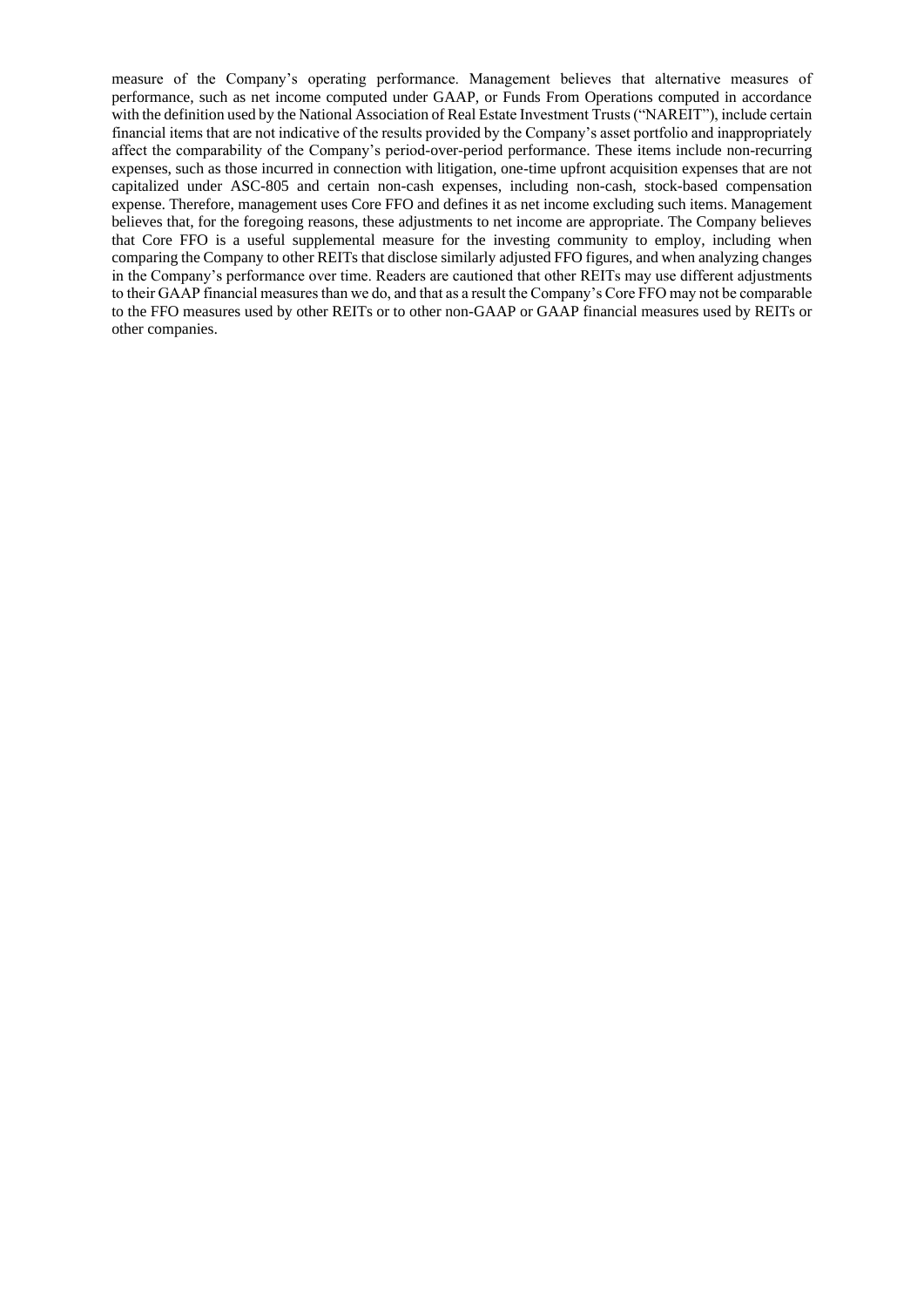measure of the Company's operating performance. Management believes that alternative measures of performance, such as net income computed under GAAP, or Funds From Operations computed in accordance with the definition used by the National Association of Real Estate Investment Trusts ("NAREIT"), include certain financial items that are not indicative of the results provided by the Company's asset portfolio and inappropriately affect the comparability of the Company's period-over-period performance. These items include non-recurring expenses, such as those incurred in connection with litigation, one-time upfront acquisition expenses that are not capitalized under ASC-805 and certain non-cash expenses, including non-cash, stock-based compensation expense. Therefore, management uses Core FFO and defines it as net income excluding such items. Management believes that, for the foregoing reasons, these adjustments to net income are appropriate. The Company believes that Core FFO is a useful supplemental measure for the investing community to employ, including when comparing the Company to other REITs that disclose similarly adjusted FFO figures, and when analyzing changes in the Company's performance over time. Readers are cautioned that other REITs may use different adjustments to their GAAP financial measures than we do, and that as a result the Company's Core FFO may not be comparable to the FFO measures used by other REITs or to other non-GAAP or GAAP financial measures used by REITs or other companies.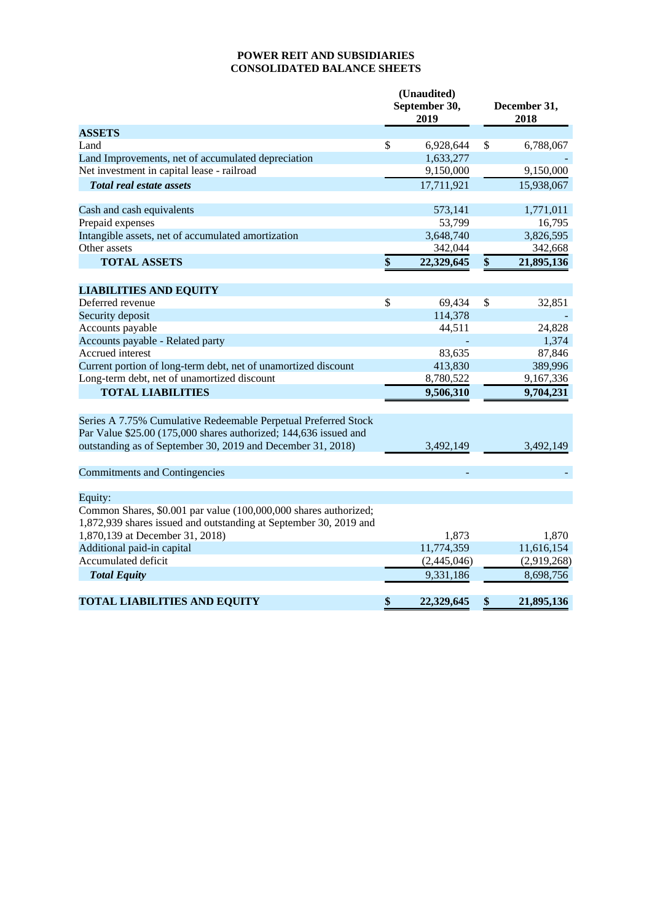**POWER REIT AND SUBSIDIARIES**
**CONSOLIDATED BALANCE SHEETS**

| | (Unaudited) September 30, 2019 | December 31, 2018 |
|---|---|---|
| **ASSETS** | | |
| Land | $ 6,928,644 | $ 6,788,067 |
| Land Improvements, net of accumulated depreciation | 1,633,277 | - |
| Net investment in capital lease - railroad | 9,150,000 | 9,150,000 |
| ***Total real estate assets*** | 17,711,921 | 15,938,067 |
| | | |
| Cash and cash equivalents | 573,141 | 1,771,011 |
| Prepaid expenses | 53,799 | 16,795 |
| Intangible assets, net of accumulated amortization | 3,648,740 | 3,826,595 |
| Other assets | 342,044 | 342,668 |
| **TOTAL ASSETS** | **$ 22,329,645** | **$ 21,895,136** |
| | | |
| **LIABILITIES AND EQUITY** | | |
| Deferred revenue | $ 69,434 | $ 32,851 |
| Security deposit | 114,378 | - |
| Accounts payable | 44,511 | 24,828 |
| Accounts payable - Related party | - | 1,374 |
| Accrued interest | 83,635 | 87,846 |
| Current portion of long-term debt, net of unamortized discount | 413,830 | 389,996 |
| Long-term debt, net of unamortized discount | 8,780,522 | 9,167,336 |
| **TOTAL LIABILITIES** | **9,506,310** | **9,704,231** |
| | | |
| Series A 7.75% Cumulative Redeemable Perpetual Preferred Stock Par Value $25.00 (175,000 shares authorized; 144,636 issued and outstanding as of September 30, 2019 and December 31, 2018) | 3,492,149 | 3,492,149 |
| | | |
| Commitments and Contingencies | - | - |
| | | |
| Equity: | | |
| Common Shares, $0.001 par value (100,000,000 shares authorized; 1,872,939 shares issued and outstanding at September 30, 2019 and 1,870,139 at December 31, 2018) | 1,873 | 1,870 |
| Additional paid-in capital | 11,774,359 | 11,616,154 |
| Accumulated deficit | (2,445,046) | (2,919,268) |
| ***Total Equity*** | 9,331,186 | 8,698,756 |
| | | |
| **TOTAL LIABILITIES AND EQUITY** | **$ 22,329,645** | **$ 21,895,136** |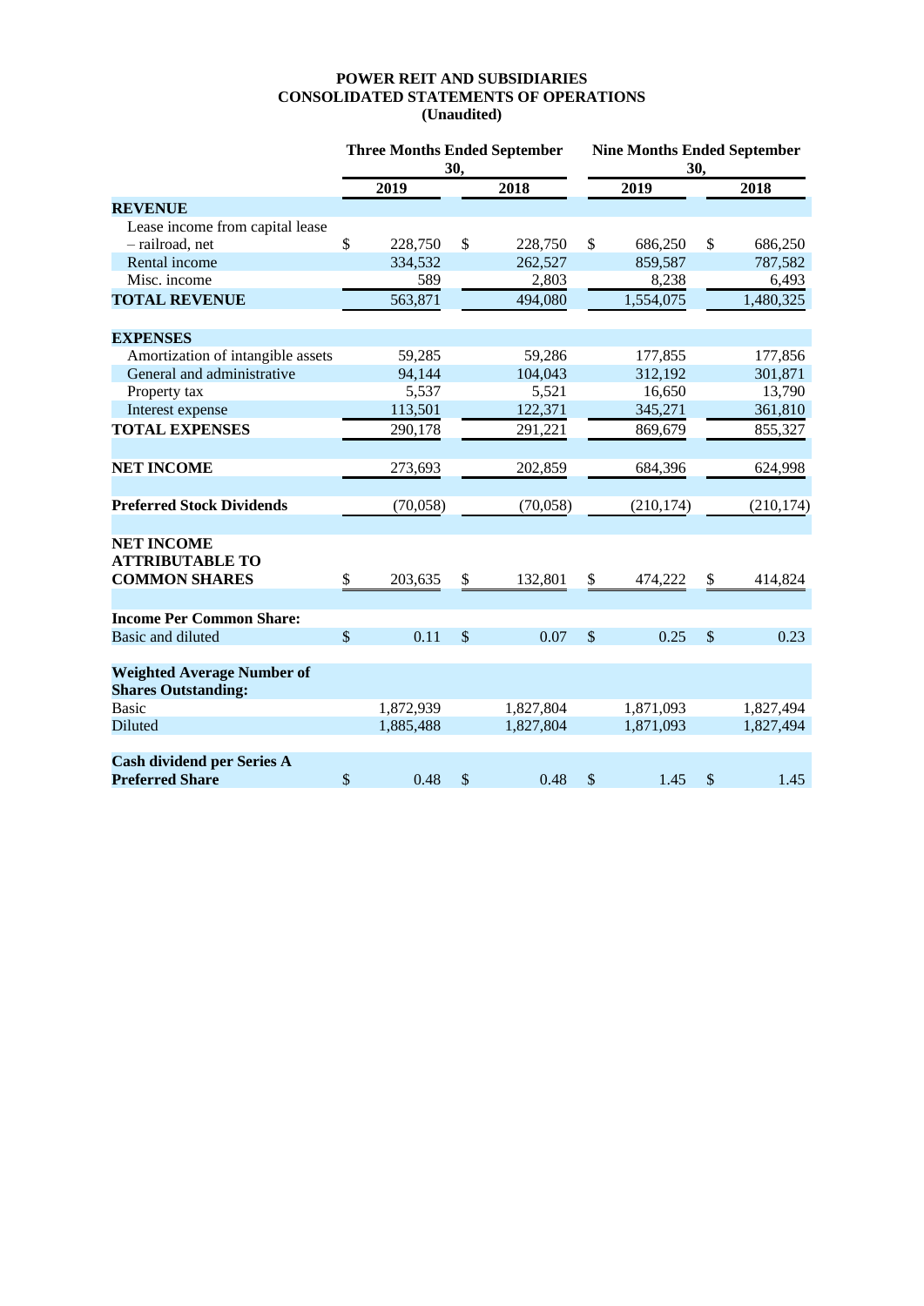**POWER REIT AND SUBSIDIARIES**
**CONSOLIDATED STATEMENTS OF OPERATIONS**
**(Unaudited)**

| | Three Months Ended September 30, | | Nine Months Ended September 30, | |
|---|---|---|---|---|
| | 2019 | 2018 | 2019 | 2018 |
| **REVENUE** | | | | |
| Lease income from capital lease – railroad, net | $ 228,750 | $ 228,750 | $ 686,250 | $ 686,250 |
| Rental income | 334,532 | 262,527 | 859,587 | 787,582 |
| Misc. income | 589 | 2,803 | 8,238 | 6,493 |
| **TOTAL REVENUE** | 563,871 | 494,080 | 1,554,075 | 1,480,325 |
| **EXPENSES** | | | | |
| Amortization of intangible assets | 59,285 | 59,286 | 177,855 | 177,856 |
| General and administrative | 94,144 | 104,043 | 312,192 | 301,871 |
| Property tax | 5,537 | 5,521 | 16,650 | 13,790 |
| Interest expense | 113,501 | 122,371 | 345,271 | 361,810 |
| **TOTAL EXPENSES** | 290,178 | 291,221 | 869,679 | 855,327 |
| **NET INCOME** | 273,693 | 202,859 | 684,396 | 624,998 |
| **Preferred Stock Dividends** | (70,058) | (70,058) | (210,174) | (210,174) |
| **NET INCOME ATTRIBUTABLE TO COMMON SHARES** | $ 203,635 | $ 132,801 | $ 474,222 | $ 414,824 |
| **Income Per Common Share:** | | | | |
| Basic and diluted | $ 0.11 | $ 0.07 | $ 0.25 | $ 0.23 |
| **Weighted Average Number of Shares Outstanding:** | | | | |
| Basic | 1,872,939 | 1,827,804 | 1,871,093 | 1,827,494 |
| Diluted | 1,885,488 | 1,827,804 | 1,871,093 | 1,827,494 |
| **Cash dividend per Series A Preferred Share** | $ 0.48 | $ 0.48 | $ 1.45 | $ 1.45 |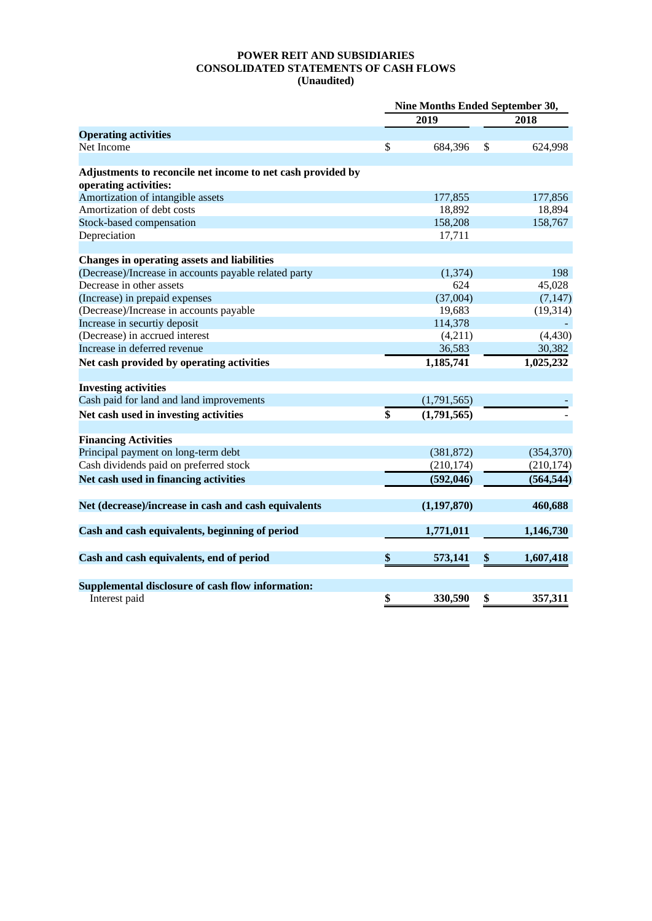# POWER REIT AND SUBSIDIARIES
## CONSOLIDATED STATEMENTS OF CASH FLOWS
### (Unaudited)

| | Nine Months Ended September 30, | |
|---|---|---|
| | 2019 | 2018 |
| **Operating activities** | | |
| Net Income | $ 684,396 | $ 624,998 |
| | | |
| **Adjustments to reconcile net income to net cash provided by operating activities:** | | |
| Amortization of intangible assets | 177,855 | 177,856 |
| Amortization of debt costs | 18,892 | 18,894 |
| Stock-based compensation | 158,208 | 158,767 |
| Depreciation | 17,711 | |
| | | |
| **Changes in operating assets and liabilities** | | |
| (Decrease)/Increase in accounts payable related party | (1,374) | 198 |
| Decrease in other assets | 624 | 45,028 |
| (Increase) in prepaid expenses | (37,004) | (7,147) |
| (Decrease)/Increase in accounts payable | 19,683 | (19,314) |
| Increase in securtiy deposit | 114,378 | - |
| (Decrease) in accrued interest | (4,211) | (4,430) |
| Increase in deferred revenue | 36,583 | 30,382 |
| **Net cash provided by operating activities** | **1,185,741** | **1,025,232** |
| | | |
| **Investing activities** | | |
| Cash paid for land and land improvements | (1,791,565) | - |
| **Net cash used in investing activities** | **$ (1,791,565)** | - |
| | | |
| **Financing Activities** | | |
| Principal payment on long-term debt | (381,872) | (354,370) |
| Cash dividends paid on preferred stock | (210,174) | (210,174) |
| **Net cash used in financing activities** | **(592,046)** | **(564,544)** |
| | | |
| **Net (decrease)/increase in cash and cash equivalents** | **(1,197,870)** | **460,688** |
| | | |
| **Cash and cash equivalents, beginning of period** | **1,771,011** | **1,146,730** |
| | | |
| **Cash and cash equivalents, end of period** | **$ 573,141** | **$ 1,607,418** |
| | | |
| **Supplemental disclosure of cash flow information:** | | |
| Interest paid | **$ 330,590** | **$ 357,311** |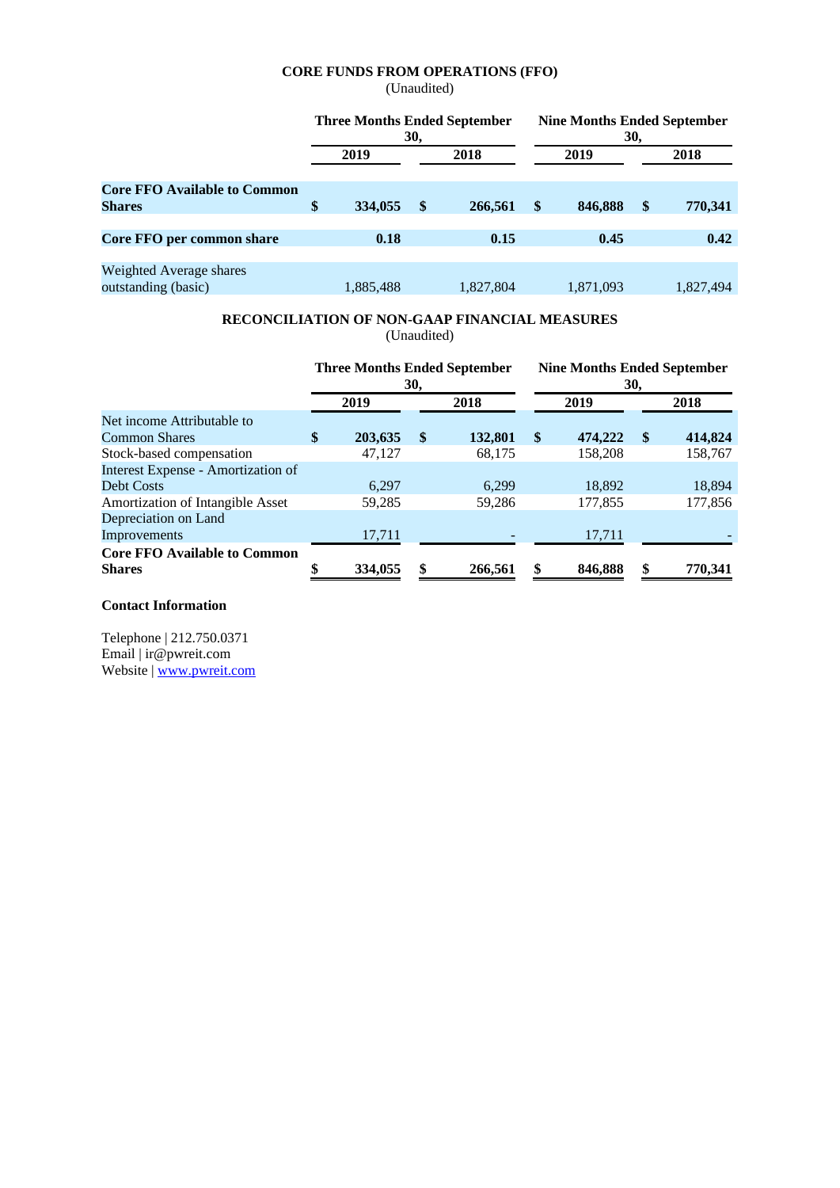## CORE FUNDS FROM OPERATIONS (FFO)

(Unaudited)

| | Three Months Ended September 30, | | Nine Months Ended September 30, | |
|---|---|---|---|---|
| | 2019 | 2018 | 2019 | 2018 |
| **Core FFO Available to Common Shares** | **$ 334,055** | **$ 266,561** | **$ 846,888** | **$ 770,341** |
| **Core FFO per common share** | **0.18** | **0.15** | **0.45** | **0.42** |
| Weighted Average shares outstanding (basic) | 1,885,488 | 1,827,804 | 1,871,093 | 1,827,494 |

## RECONCILIATION OF NON-GAAP FINANCIAL MEASURES

(Unaudited)

| | Three Months Ended September 30, | | Nine Months Ended September 30, | |
|---|---|---|---|---|
| | 2019 | 2018 | 2019 | 2018 |
| Net income Attributable to Common Shares | **$ 203,635** | **$ 132,801** | **$ 474,222** | **$ 414,824** |
| Stock-based compensation | 47,127 | 68,175 | 158,208 | 158,767 |
| Interest Expense - Amortization of Debt Costs | 6,297 | 6,299 | 18,892 | 18,894 |
| Amortization of Intangible Asset | 59,285 | 59,286 | 177,855 | 177,856 |
| Depreciation on Land Improvements | 17,711 | - | 17,711 | - |
| **Core FFO Available to Common Shares** | **$ 334,055** | **$ 266,561** | **$ 846,888** | **$ 770,341** |

**Contact Information**

Telephone | 212.750.0371
Email | ir@pwreit.com
Website | www.pwreit.com